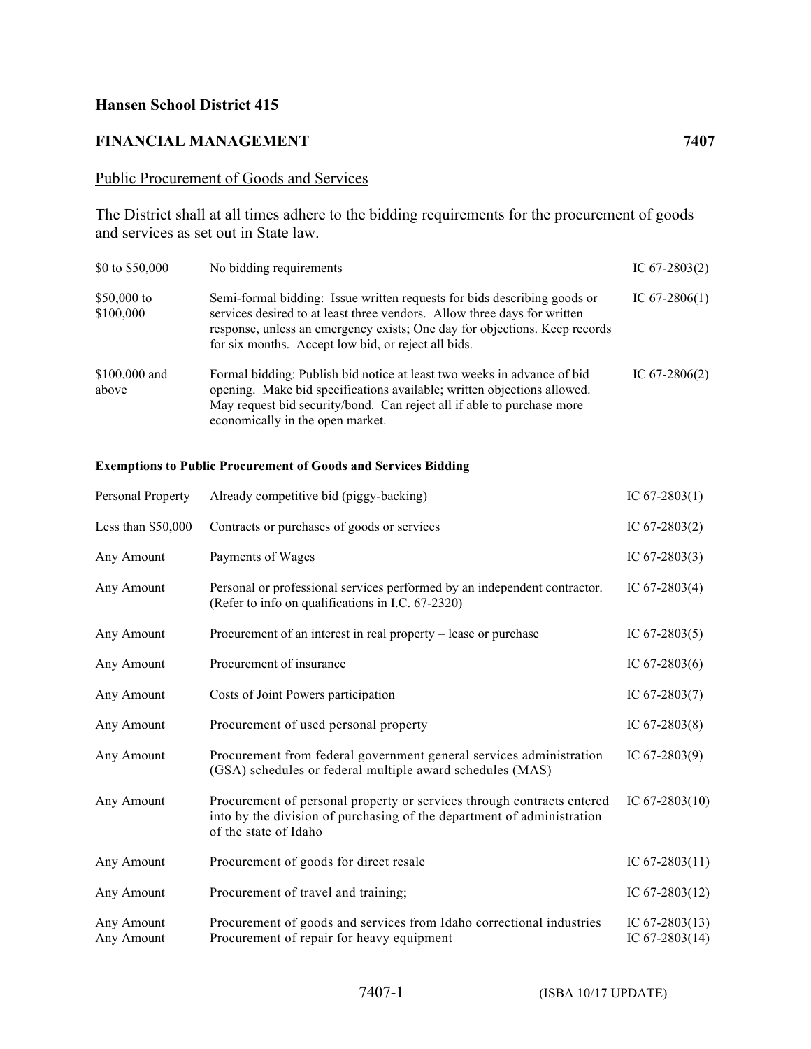**Hansen School District 415**

## FINANCIAL MANAGEMENT 7407

Public Procurement of Goods and Services

The District shall at all times adhere to the bidding requirements for the procurement of goods and services as set out in State law.

| | | |
|---|---|---|
| $0 to $50,000 | No bidding requirements | IC 67-2803(2) |
| $50,000 to $100,000 | Semi-formal bidding: Issue written requests for bids describing goods or services desired to at least three vendors. Allow three days for written response, unless an emergency exists; One day for objections. Keep records for six months. <u>Accept low bid, or reject all bids</u>. | IC 67-2806(1) |
| $100,000 and above | Formal bidding: Publish bid notice at least two weeks in advance of bid opening. Make bid specifications available; written objections allowed. May request bid security/bond. Can reject all if able to purchase more economically in the open market. | IC 67-2806(2) |

**Exemptions to Public Procurement of Goods and Services Bidding**

| | | |
|---|---|---|
| Personal Property | Already competitive bid (piggy-backing) | IC 67-2803(1) |
| Less than $50,000 | Contracts or purchases of goods or services | IC 67-2803(2) |
| Any Amount | Payments of Wages | IC 67-2803(3) |
| Any Amount | Personal or professional services performed by an independent contractor. (Refer to info on qualifications in I.C. 67-2320) | IC 67-2803(4) |
| Any Amount | Procurement of an interest in real property – lease or purchase | IC 67-2803(5) |
| Any Amount | Procurement of insurance | IC 67-2803(6) |
| Any Amount | Costs of Joint Powers participation | IC 67-2803(7) |
| Any Amount | Procurement of used personal property | IC 67-2803(8) |
| Any Amount | Procurement from federal government general services administration (GSA) schedules or federal multiple award schedules (MAS) | IC 67-2803(9) |
| Any Amount | Procurement of personal property or services through contracts entered into by the division of purchasing of the department of administration of the state of Idaho | IC 67-2803(10) |
| Any Amount | Procurement of goods for direct resale | IC 67-2803(11) |
| Any Amount | Procurement of travel and training; | IC 67-2803(12) |
| Any Amount | Procurement of goods and services from Idaho correctional industries | IC 67-2803(13) |
| Any Amount | Procurement of repair for heavy equipment | IC 67-2803(14) |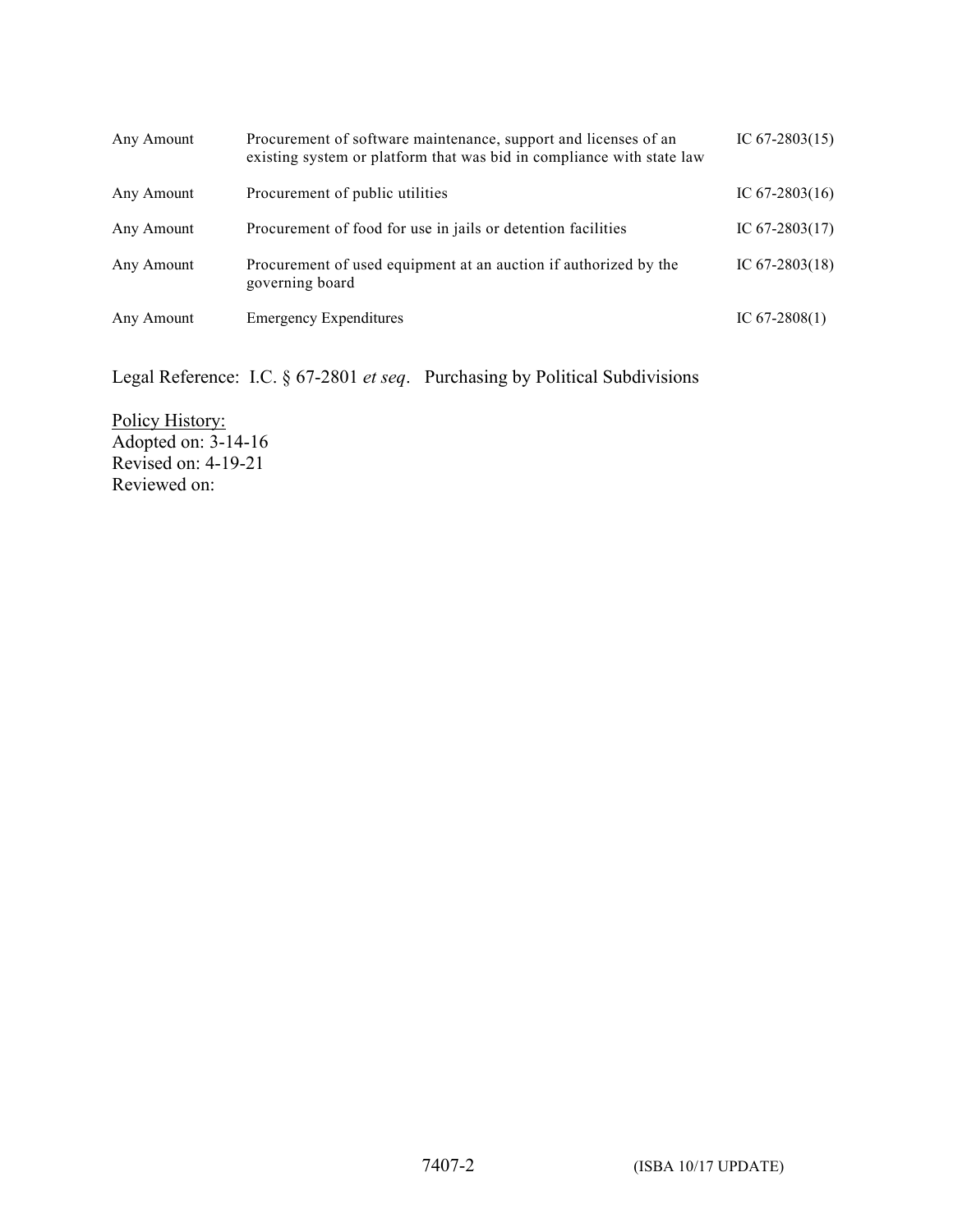| | | |
|---|---|---|
| Any Amount | Procurement of software maintenance, support and licenses of an existing system or platform that was bid in compliance with state law | IC 67-2803(15) |
| Any Amount | Procurement of public utilities | IC 67-2803(16) |
| Any Amount | Procurement of food for use in jails or detention facilities | IC 67-2803(17) |
| Any Amount | Procurement of used equipment at an auction if authorized by the governing board | IC 67-2803(18) |
| Any Amount | Emergency Expenditures | IC 67-2808(1) |

Legal Reference: I.C. § 67-2801 *et seq*. Purchasing by Political Subdivisions

<u>Policy History:</u>
Adopted on: 3-14-16
Revised on: 4-19-21
Reviewed on: